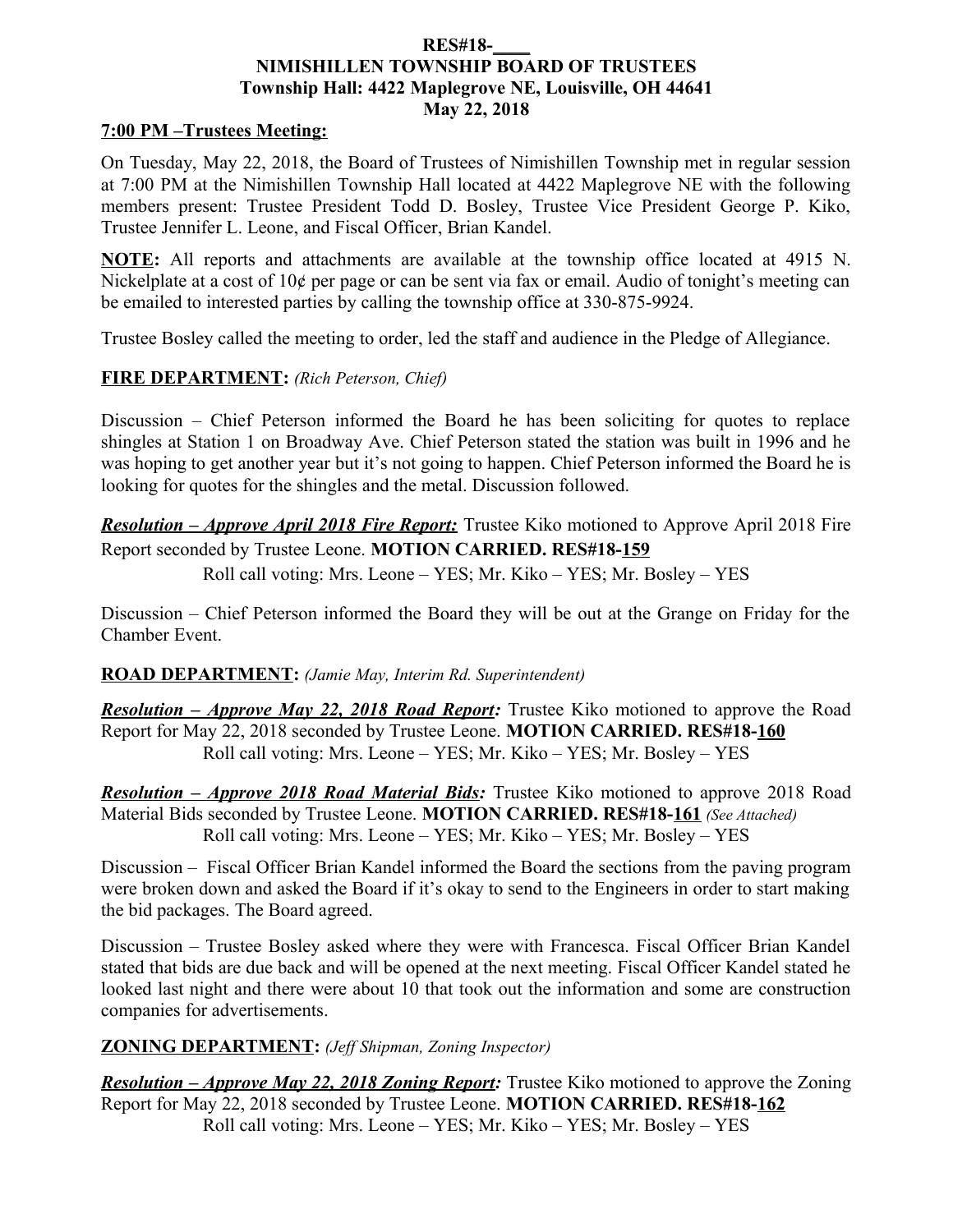**RES#18-\_\_\_\_**

**NIMISHILLEN TOWNSHIP BOARD OF TRUSTEES**

**Township Hall: 4422 Maplegrove NE, Louisville, OH 44641**

**May 22, 2018**

**7:00 PM –Trustees Meeting:**

On Tuesday, May 22, 2018, the Board of Trustees of Nimishillen Township met in regular session at 7:00 PM at the Nimishillen Township Hall located at 4422 Maplegrove NE with the following members present: Trustee President Todd D. Bosley, Trustee Vice President George P. Kiko, Trustee Jennifer L. Leone, and Fiscal Officer, Brian Kandel.

**NOTE:** All reports and attachments are available at the township office located at 4915 N. Nickelplate at a cost of 10¢ per page or can be sent via fax or email. Audio of tonight's meeting can be emailed to interested parties by calling the township office at 330-875-9924.

Trustee Bosley called the meeting to order, led the staff and audience in the Pledge of Allegiance.

**FIRE DEPARTMENT:** *(Rich Peterson, Chief)*

Discussion – Chief Peterson informed the Board he has been soliciting for quotes to replace shingles at Station 1 on Broadway Ave. Chief Peterson stated the station was built in 1996 and he was hoping to get another year but it's not going to happen. Chief Peterson informed the Board he is looking for quotes for the shingles and the metal. Discussion followed.

***Resolution – Approve April 2018 Fire Report:*** Trustee Kiko motioned to Approve April 2018 Fire Report seconded by Trustee Leone. **MOTION CARRIED. RES#18-159**

Roll call voting: Mrs. Leone – YES; Mr. Kiko – YES; Mr. Bosley – YES

Discussion – Chief Peterson informed the Board they will be out at the Grange on Friday for the Chamber Event.

**ROAD DEPARTMENT:** *(Jamie May, Interim Rd. Superintendent)*

***Resolution – Approve May 22, 2018 Road Report:*** Trustee Kiko motioned to approve the Road Report for May 22, 2018 seconded by Trustee Leone. **MOTION CARRIED. RES#18-160**

Roll call voting: Mrs. Leone – YES; Mr. Kiko – YES; Mr. Bosley – YES

***Resolution – Approve 2018 Road Material Bids:*** Trustee Kiko motioned to approve 2018 Road Material Bids seconded by Trustee Leone. **MOTION CARRIED. RES#18-161** *(See Attached)*

Roll call voting: Mrs. Leone – YES; Mr. Kiko – YES; Mr. Bosley – YES

Discussion – Fiscal Officer Brian Kandel informed the Board the sections from the paving program were broken down and asked the Board if it's okay to send to the Engineers in order to start making the bid packages. The Board agreed.

Discussion – Trustee Bosley asked where they were with Francesca. Fiscal Officer Brian Kandel stated that bids are due back and will be opened at the next meeting. Fiscal Officer Kandel stated he looked last night and there were about 10 that took out the information and some are construction companies for advertisements.

**ZONING DEPARTMENT:** *(Jeff Shipman, Zoning Inspector)*

***Resolution – Approve May 22, 2018 Zoning Report:*** Trustee Kiko motioned to approve the Zoning Report for May 22, 2018 seconded by Trustee Leone. **MOTION CARRIED. RES#18-162**

Roll call voting: Mrs. Leone – YES; Mr. Kiko – YES; Mr. Bosley – YES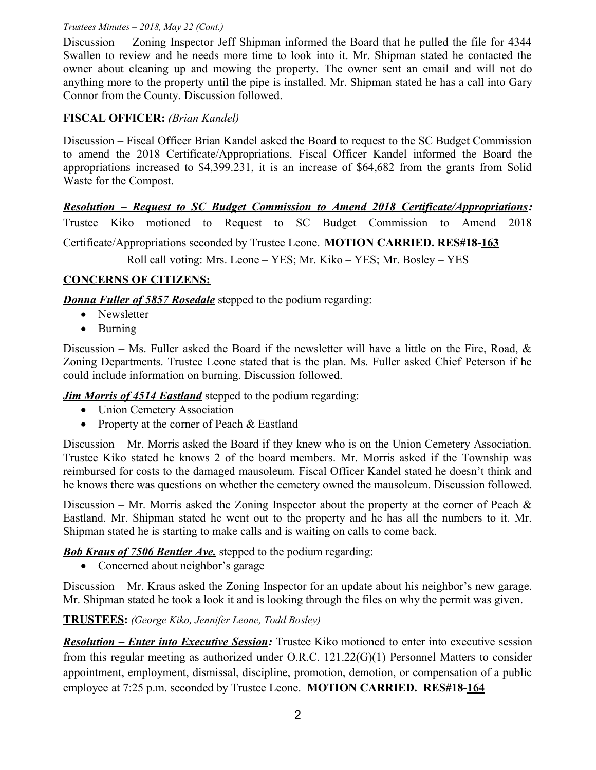Discussion – Zoning Inspector Jeff Shipman informed the Board that he pulled the file for 4344 Swallen to review and he needs more time to look into it. Mr. Shipman stated he contacted the owner about cleaning up and mowing the property. The owner sent an email and will not do anything more to the property until the pipe is installed. Mr. Shipman stated he has a call into Gary Connor from the County. Discussion followed.

**FISCAL OFFICER:** *(Brian Kandel)*

Discussion – Fiscal Officer Brian Kandel asked the Board to request to the SC Budget Commission to amend the 2018 Certificate/Appropriations. Fiscal Officer Kandel informed the Board the appropriations increased to $4,399.231, it is an increase of $64,682 from the grants from Solid Waste for the Compost.

***Resolution – Request to SC Budget Commission to Amend 2018 Certificate/Appropriations:*** Trustee Kiko motioned to Request to SC Budget Commission to Amend 2018 Certificate/Appropriations seconded by Trustee Leone. **MOTION CARRIED. RES#18-163**

Roll call voting: Mrs. Leone – YES; Mr. Kiko – YES; Mr. Bosley – YES

**CONCERNS OF CITIZENS:**

***Donna Fuller of 5857 Rosedale*** stepped to the podium regarding:

- Newsletter
- Burning

Discussion – Ms. Fuller asked the Board if the newsletter will have a little on the Fire, Road, & Zoning Departments. Trustee Leone stated that is the plan. Ms. Fuller asked Chief Peterson if he could include information on burning. Discussion followed.

***Jim Morris of 4514 Eastland*** stepped to the podium regarding:

- Union Cemetery Association
- Property at the corner of Peach & Eastland

Discussion – Mr. Morris asked the Board if they knew who is on the Union Cemetery Association. Trustee Kiko stated he knows 2 of the board members. Mr. Morris asked if the Township was reimbursed for costs to the damaged mausoleum. Fiscal Officer Kandel stated he doesn't think and he knows there was questions on whether the cemetery owned the mausoleum. Discussion followed.

Discussion – Mr. Morris asked the Zoning Inspector about the property at the corner of Peach & Eastland. Mr. Shipman stated he went out to the property and he has all the numbers to it. Mr. Shipman stated he is starting to make calls and is waiting on calls to come back.

***Bob Kraus of 7506 Bentler Ave.*** stepped to the podium regarding:

- Concerned about neighbor's garage

Discussion – Mr. Kraus asked the Zoning Inspector for an update about his neighbor's new garage. Mr. Shipman stated he took a look it and is looking through the files on why the permit was given.

**TRUSTEES:** *(George Kiko, Jennifer Leone, Todd Bosley)*

***Resolution – Enter into Executive Session:*** Trustee Kiko motioned to enter into executive session from this regular meeting as authorized under O.R.C. 121.22(G)(1) Personnel Matters to consider appointment, employment, dismissal, discipline, promotion, demotion, or compensation of a public employee at 7:25 p.m. seconded by Trustee Leone. **MOTION CARRIED. RES#18-164**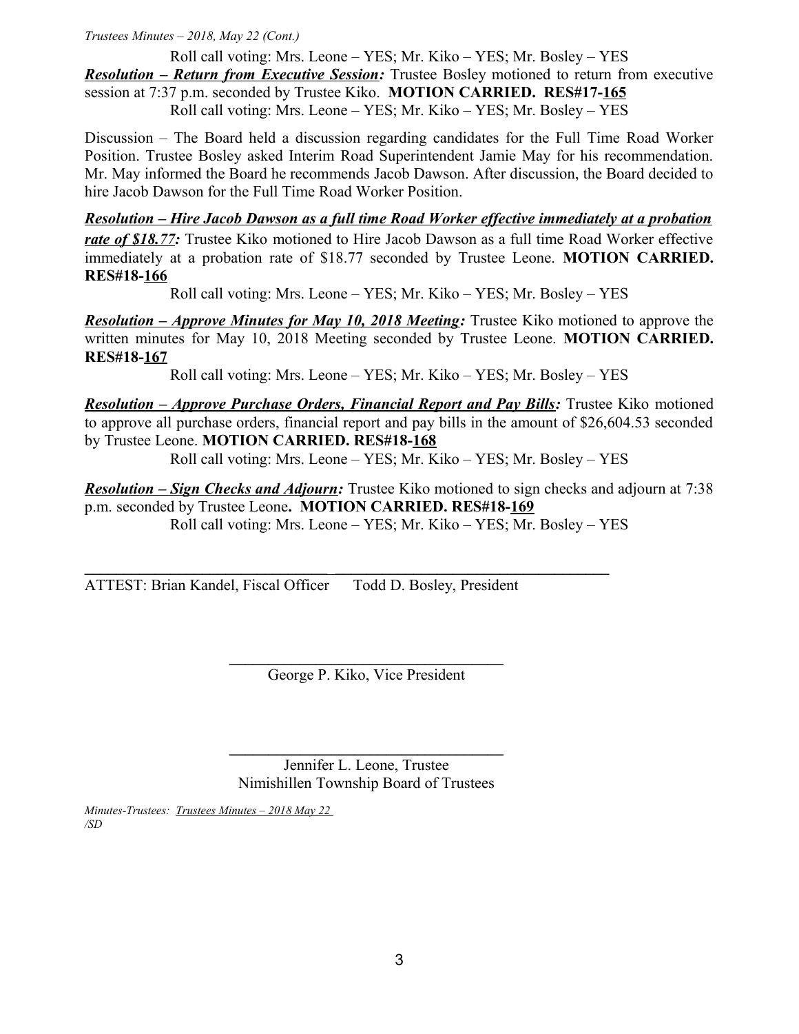Roll call voting: Mrs. Leone – YES; Mr. Kiko – YES; Mr. Bosley – YES

***Resolution – Return from Executive Session:*** Trustee Bosley motioned to return from executive session at 7:37 p.m. seconded by Trustee Kiko. **MOTION CARRIED. RES#17-165**

Roll call voting: Mrs. Leone – YES; Mr. Kiko – YES; Mr. Bosley – YES

Discussion – The Board held a discussion regarding candidates for the Full Time Road Worker Position. Trustee Bosley asked Interim Road Superintendent Jamie May for his recommendation. Mr. May informed the Board he recommends Jacob Dawson. After discussion, the Board decided to hire Jacob Dawson for the Full Time Road Worker Position.

***Resolution – Hire Jacob Dawson as a full time Road Worker effective immediately at a probation rate of $18.77:*** Trustee Kiko motioned to Hire Jacob Dawson as a full time Road Worker effective immediately at a probation rate of $18.77 seconded by Trustee Leone. **MOTION CARRIED. RES#18-166**

Roll call voting: Mrs. Leone – YES; Mr. Kiko – YES; Mr. Bosley – YES

***Resolution – Approve Minutes for May 10, 2018 Meeting:*** Trustee Kiko motioned to approve the written minutes for May 10, 2018 Meeting seconded by Trustee Leone. **MOTION CARRIED. RES#18-167**

Roll call voting: Mrs. Leone – YES; Mr. Kiko – YES; Mr. Bosley – YES

***Resolution – Approve Purchase Orders, Financial Report and Pay Bills:*** Trustee Kiko motioned to approve all purchase orders, financial report and pay bills in the amount of $26,604.53 seconded by Trustee Leone. **MOTION CARRIED. RES#18-168**

Roll call voting: Mrs. Leone – YES; Mr. Kiko – YES; Mr. Bosley – YES

***Resolution – Sign Checks and Adjourn:*** Trustee Kiko motioned to sign checks and adjourn at 7:38 p.m. seconded by Trustee Leone**. MOTION CARRIED. RES#18-169**

Roll call voting: Mrs. Leone – YES; Mr. Kiko – YES; Mr. Bosley – YES

\_\_\_\_\_\_\_\_\_\_\_\_\_\_\_\_\_\_\_\_\_\_\_\_\_\_\_\_\_\_\_\_ \_\_\_\_\_\_\_\_\_\_\_\_\_\_\_\_\_\_\_\_\_\_\_\_\_\_\_\_\_\_\_\_\_\_\_

ATTEST: Brian Kandel, Fiscal Officer Todd D. Bosley, President

\_\_\_\_\_\_\_\_\_\_\_\_\_\_\_\_\_\_\_\_\_\_\_\_\_\_\_\_\_\_\_\_\_\_\_

George P. Kiko, Vice President

\_\_\_\_\_\_\_\_\_\_\_\_\_\_\_\_\_\_\_\_\_\_\_\_\_\_\_\_\_\_\_\_\_\_\_

Jennifer L. Leone, Trustee

Nimishillen Township Board of Trustees

*Minutes-Trustees: Trustees Minutes – 2018 May 22*
*/SD*